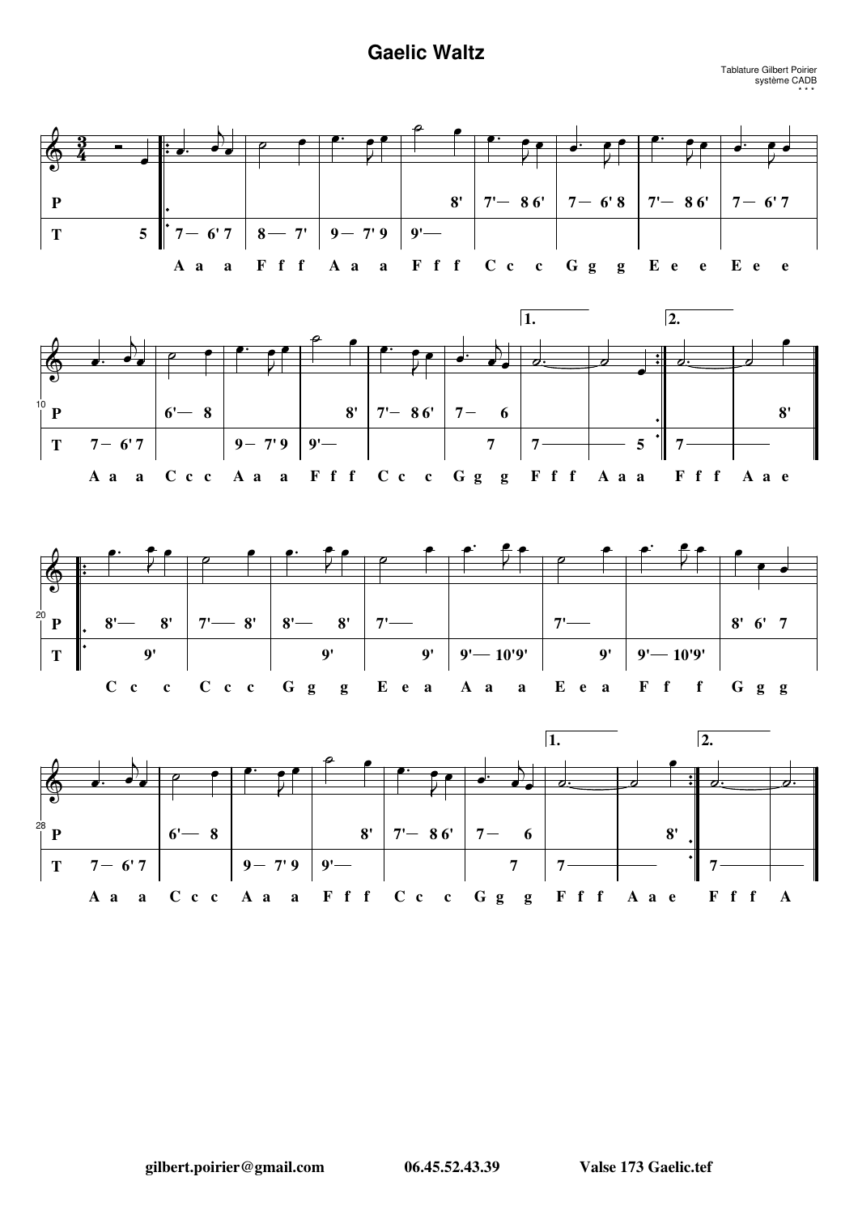# Gaelic Waltz

Tablature Gilbert Poirier
système CADB

gilbert.poirier@gmail.com 06.45.52.43.39 Valse 173 Gaelic.tef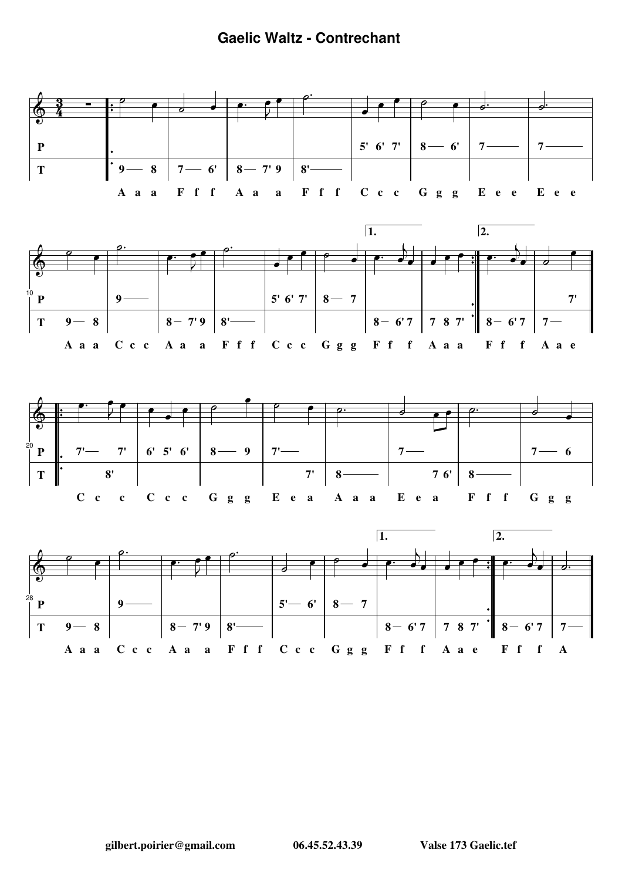# Gaelic Waltz - Contrechant

gilbert.poirier@gmail.com 06.45.52.43.39 Valse 173 Gaelic.tef